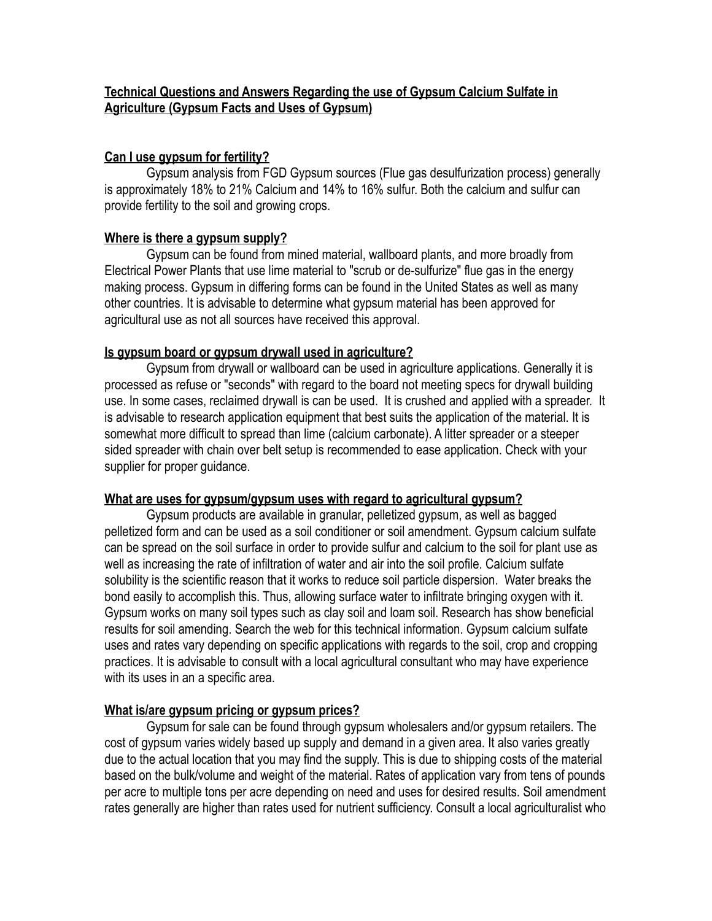## Technical Questions and Answers Regarding the use of Gypsum Calcium Sulfate in Agriculture (Gypsum Facts and Uses of Gypsum)

### Can I use gypsum for fertility?

Gypsum analysis from FGD Gypsum sources (Flue gas desulfurization process) generally is approximately 18% to 21% Calcium and 14% to 16% sulfur. Both the calcium and sulfur can provide fertility to the soil and growing crops.

### Where is there a gypsum supply?

Gypsum can be found from mined material, wallboard plants, and more broadly from Electrical Power Plants that use lime material to "scrub or de-sulfurize" flue gas in the energy making process. Gypsum in differing forms can be found in the United States as well as many other countries. It is advisable to determine what gypsum material has been approved for agricultural use as not all sources have received this approval.

### Is gypsum board or gypsum drywall used in agriculture?

Gypsum from drywall or wallboard can be used in agriculture applications. Generally it is processed as refuse or "seconds" with regard to the board not meeting specs for drywall building use. In some cases, reclaimed drywall is can be used. It is crushed and applied with a spreader. It is advisable to research application equipment that best suits the application of the material. It is somewhat more difficult to spread than lime (calcium carbonate). A litter spreader or a steeper sided spreader with chain over belt setup is recommended to ease application. Check with your supplier for proper guidance.

### What are uses for gypsum/gypsum uses with regard to agricultural gypsum?

Gypsum products are available in granular, pelletized gypsum, as well as bagged pelletized form and can be used as a soil conditioner or soil amendment. Gypsum calcium sulfate can be spread on the soil surface in order to provide sulfur and calcium to the soil for plant use as well as increasing the rate of infiltration of water and air into the soil profile. Calcium sulfate solubility is the scientific reason that it works to reduce soil particle dispersion. Water breaks the bond easily to accomplish this. Thus, allowing surface water to infiltrate bringing oxygen with it. Gypsum works on many soil types such as clay soil and loam soil. Research has show beneficial results for soil amending. Search the web for this technical information. Gypsum calcium sulfate uses and rates vary depending on specific applications with regards to the soil, crop and cropping practices. It is advisable to consult with a local agricultural consultant who may have experience with its uses in an a specific area.

### What is/are gypsum pricing or gypsum prices?

Gypsum for sale can be found through gypsum wholesalers and/or gypsum retailers. The cost of gypsum varies widely based up supply and demand in a given area. It also varies greatly due to the actual location that you may find the supply. This is due to shipping costs of the material based on the bulk/volume and weight of the material. Rates of application vary from tens of pounds per acre to multiple tons per acre depending on need and uses for desired results. Soil amendment rates generally are higher than rates used for nutrient sufficiency. Consult a local agriculturalist who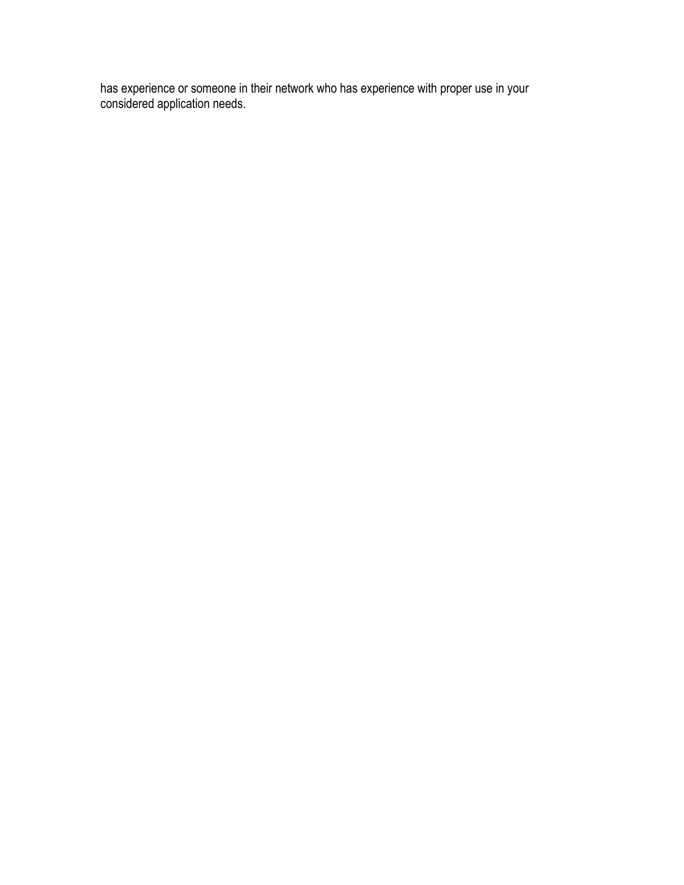has experience or someone in their network who has experience with proper use in your considered application needs.